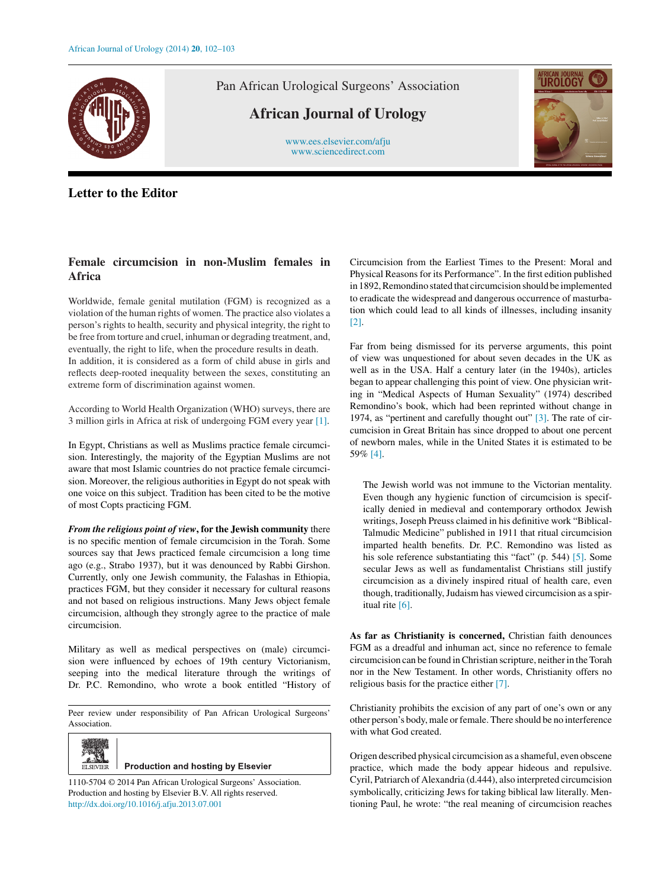Letter to the Editor

# Female circumcision in non-Muslim females in Africa

Worldwide, female genital mutilation (FGM) is recognized as a violation of the human rights of women. The practice also violates a person's rights to health, security and physical integrity, the right to be free from torture and cruel, inhuman or degrading treatment, and, eventually, the right to life, when the procedure results in death.
In addition, it is considered as a form of child abuse in girls and reflects deep-rooted inequality between the sexes, constituting an extreme form of discrimination against women.

According to World Health Organization (WHO) surveys, there are 3 million girls in Africa at risk of undergoing FGM every year [1].

In Egypt, Christians as well as Muslims practice female circumcision. Interestingly, the majority of the Egyptian Muslims are not aware that most Islamic countries do not practice female circumcision. Moreover, the religious authorities in Egypt do not speak with one voice on this subject. Tradition has been cited to be the motive of most Copts practicing FGM.

***From the religious point of view*, for the Jewish community** there is no specific mention of female circumcision in the Torah. Some sources say that Jews practiced female circumcision a long time ago (e.g., Strabo 1937), but it was denounced by Rabbi Girshon. Currently, only one Jewish community, the Falashas in Ethiopia, practices FGM, but they consider it necessary for cultural reasons and not based on religious instructions. Many Jews object female circumcision, although they strongly agree to the practice of male circumcision.

Military as well as medical perspectives on (male) circumcision were influenced by echoes of 19th century Victorianism, seeping into the medical literature through the writings of Dr. P.C. Remondino, who wrote a book entitled "History of Circumcision from the Earliest Times to the Present: Moral and Physical Reasons for its Performance". In the first edition published in 1892, Remondino stated that circumcision should be implemented to eradicate the widespread and dangerous occurrence of masturbation which could lead to all kinds of illnesses, including insanity [2].

Far from being dismissed for its perverse arguments, this point of view was unquestioned for about seven decades in the UK as well as in the USA. Half a century later (in the 1940s), articles began to appear challenging this point of view. One physician writing in "Medical Aspects of Human Sexuality" (1974) described Remondino's book, which had been reprinted without change in 1974, as "pertinent and carefully thought out" [3]. The rate of circumcision in Great Britain has since dropped to about one percent of newborn males, while in the United States it is estimated to be 59% [4].

> The Jewish world was not immune to the Victorian mentality. Even though any hygienic function of circumcision is specifically denied in medieval and contemporary orthodox Jewish writings, Joseph Preuss claimed in his definitive work "Biblical-Talmudic Medicine" published in 1911 that ritual circumcision imparted health benefits. Dr. P.C. Remondino was listed as his sole reference substantiating this "fact" (p. 544) [5]. Some secular Jews as well as fundamentalist Christians still justify circumcision as a divinely inspired ritual of health care, even though, traditionally, Judaism has viewed circumcision as a spiritual rite [6].

**As far as Christianity is concerned,** Christian faith denounces FGM as a dreadful and inhuman act, since no reference to female circumcision can be found in Christian scripture, neither in the Torah nor in the New Testament. In other words, Christianity offers no religious basis for the practice either [7].

Christianity prohibits the excision of any part of one's own or any other person's body, male or female. There should be no interference with what God created.

Origen described physical circumcision as a shameful, even obscene practice, which made the body appear hideous and repulsive. Cyril, Patriarch of Alexandria (d.444), also interpreted circumcision symbolically, criticizing Jews for taking biblical law literally. Mentioning Paul, he wrote: "the real meaning of circumcision reaches

---

Peer review under responsibility of Pan African Urological Surgeons' Association.

Production and hosting by Elsevier

1110-5704 © 2014 Pan African Urological Surgeons' Association. Production and hosting by Elsevier B.V. All rights reserved.
http://dx.doi.org/10.1016/j.afju.2013.07.001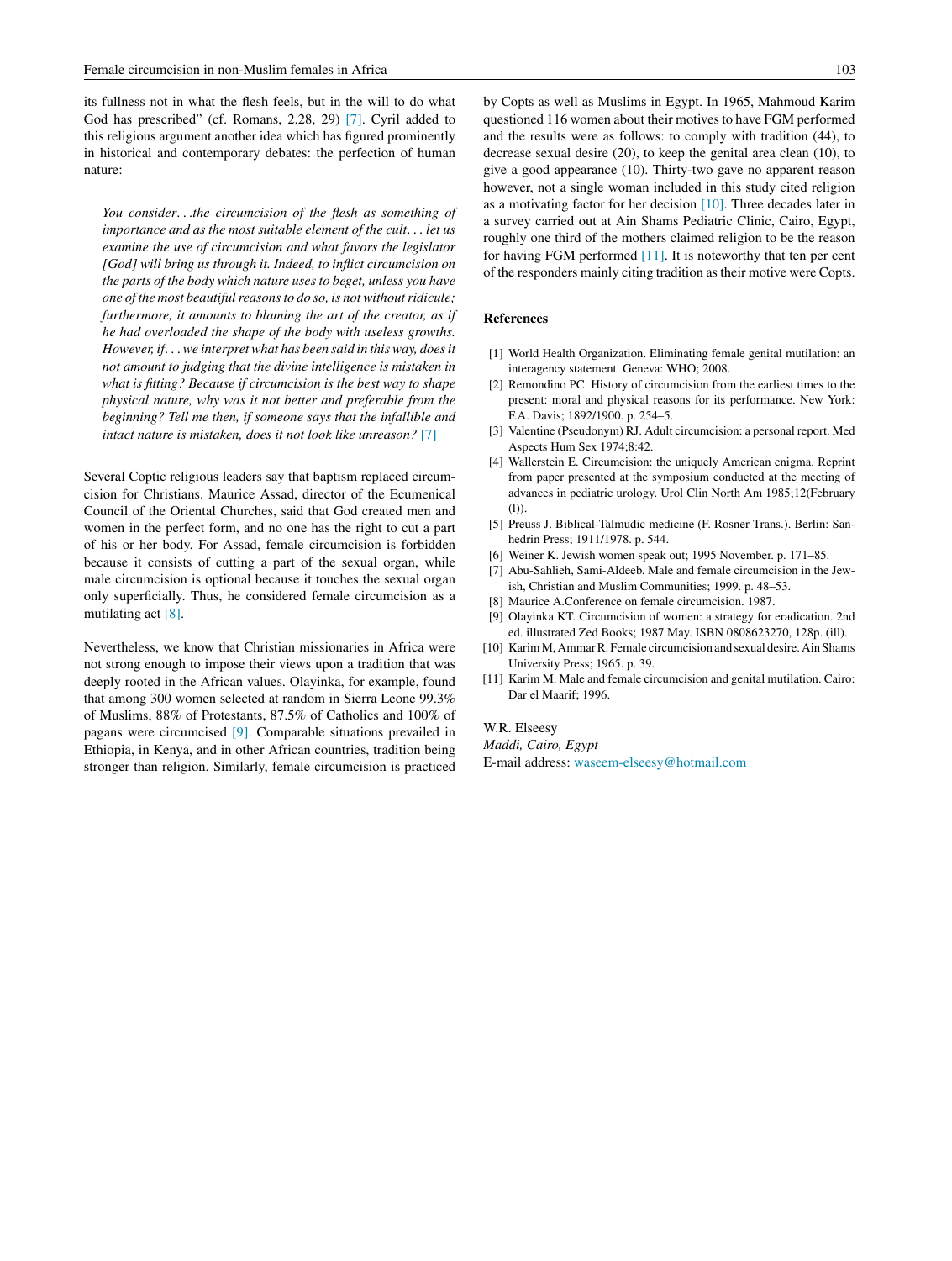its fullness not in what the flesh feels, but in the will to do what God has prescribed" (cf. Romans, 2.28, 29) [7]. Cyril added to this religious argument another idea which has figured prominently in historical and contemporary debates: the perfection of human nature:

> *You consider. . .the circumcision of the flesh as something of importance and as the most suitable element of the cult. . . let us examine the use of circumcision and what favors the legislator [God] will bring us through it. Indeed, to inflict circumcision on the parts of the body which nature uses to beget, unless you have one of the most beautiful reasons to do so, is not without ridicule; furthermore, it amounts to blaming the art of the creator, as if he had overloaded the shape of the body with useless growths. However, if. . . we interpret what has been said in this way, does it not amount to judging that the divine intelligence is mistaken in what is fitting? Because if circumcision is the best way to shape physical nature, why was it not better and preferable from the beginning? Tell me then, if someone says that the infallible and intact nature is mistaken, does it not look like unreason?* [7]

Several Coptic religious leaders say that baptism replaced circumcision for Christians. Maurice Assad, director of the Ecumenical Council of the Oriental Churches, said that God created men and women in the perfect form, and no one has the right to cut a part of his or her body. For Assad, female circumcision is forbidden because it consists of cutting a part of the sexual organ, while male circumcision is optional because it touches the sexual organ only superficially. Thus, he considered female circumcision as a mutilating act [8].

Nevertheless, we know that Christian missionaries in Africa were not strong enough to impose their views upon a tradition that was deeply rooted in the African values. Olayinka, for example, found that among 300 women selected at random in Sierra Leone 99.3% of Muslims, 88% of Protestants, 87.5% of Catholics and 100% of pagans were circumcised [9]. Comparable situations prevailed in Ethiopia, in Kenya, and in other African countries, tradition being stronger than religion. Similarly, female circumcision is practiced by Copts as well as Muslims in Egypt. In 1965, Mahmoud Karim questioned 116 women about their motives to have FGM performed and the results were as follows: to comply with tradition (44), to decrease sexual desire (20), to keep the genital area clean (10), to give a good appearance (10). Thirty-two gave no apparent reason however, not a single woman included in this study cited religion as a motivating factor for her decision [10]. Three decades later in a survey carried out at Ain Shams Pediatric Clinic, Cairo, Egypt, roughly one third of the mothers claimed religion to be the reason for having FGM performed [11]. It is noteworthy that ten per cent of the responders mainly citing tradition as their motive were Copts.

## References

[1] World Health Organization. Eliminating female genital mutilation: an interagency statement. Geneva: WHO; 2008.

[2] Remondino PC. History of circumcision from the earliest times to the present: moral and physical reasons for its performance. New York: F.A. Davis; 1892/1900. p. 254–5.

[3] Valentine (Pseudonym) RJ. Adult circumcision: a personal report. Med Aspects Hum Sex 1974;8:42.

[4] Wallerstein E. Circumcision: the uniquely American enigma. Reprint from paper presented at the symposium conducted at the meeting of advances in pediatric urology. Urol Clin North Am 1985;12(February (l)).

[5] Preuss J. Biblical-Talmudic medicine (F. Rosner Trans.). Berlin: Sanhedrin Press; 1911/1978. p. 544.

[6] Weiner K. Jewish women speak out; 1995 November. p. 171–85.

[7] Abu-Sahlieh, Sami-Aldeeb. Male and female circumcision in the Jewish, Christian and Muslim Communities; 1999. p. 48–53.

[8] Maurice A.Conference on female circumcision. 1987.

[9] Olayinka KT. Circumcision of women: a strategy for eradication. 2nd ed. illustrated Zed Books; 1987 May. ISBN 0808623270, 128p. (ill).

[10] Karim M, Ammar R. Female circumcision and sexual desire. Ain Shams University Press; 1965. p. 39.

[11] Karim M. Male and female circumcision and genital mutilation. Cairo: Dar el Maarif; 1996.

W.R. Elseesy
*Maddi, Cairo, Egypt*
E-mail address: waseem-elseesy@hotmail.com